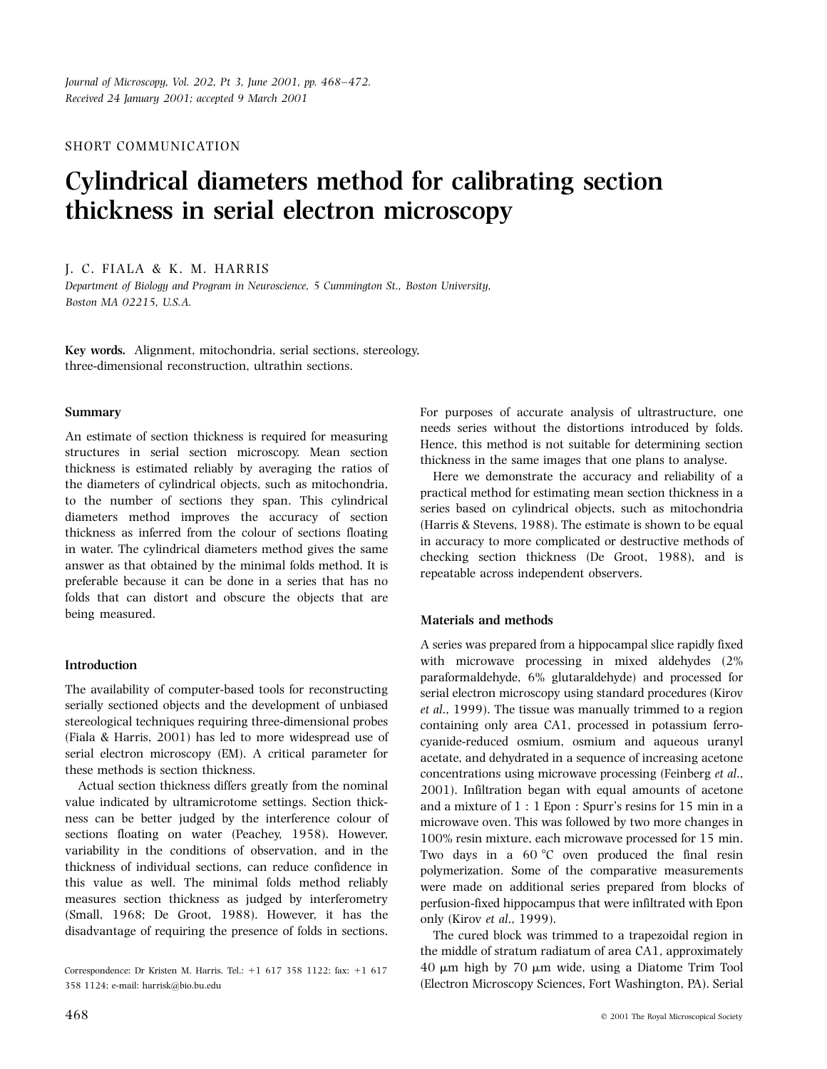SHORT COMMUNICATION

# Cylindrical diameters method for calibrating section thickness in serial electron microscopy

J. C. FIALA & K. M. HARRIS

*Department of Biology and Program in Neuroscience, 5 Cummington St., Boston University, Boston MA 02215, U.S.A.*

**Key words.** Alignment, mitochondria, serial sections, stereology, three-dimensional reconstruction, ultrathin sections.

### Summary

An estimate of section thickness is required for measuring structures in serial section microscopy. Mean section thickness is estimated reliably by averaging the ratios of the diameters of cylindrical objects, such as mitochondria, to the number of sections they span. This cylindrical diameters method improves the accuracy of section thickness as inferred from the colour of sections floating in water. The cylindrical diameters method gives the same answer as that obtained by the minimal folds method. It is preferable because it can be done in a series that has no folds that can distort and obscure the objects that are being measured.

### Introduction

The availability of computer-based tools for reconstructing serially sectioned objects and the development of unbiased stereological techniques requiring three-dimensional probes (Fiala & Harris, 2001) has led to more widespread use of serial electron microscopy (EM). A critical parameter for these methods is section thickness.

Actual section thickness differs greatly from the nominal value indicated by ultramicrotome settings. Section thickness can be better judged by the interference colour of sections floating on water (Peachey, 1958). However, variability in the conditions of observation, and in the thickness of individual sections, can reduce confidence in this value as well. The minimal folds method reliably measures section thickness as judged by interferometry (Small, 1968; De Groot, 1988). However, it has the disadvantage of requiring the presence of folds in sections. For purposes of accurate analysis of ultrastructure, one needs series without the distortions introduced by folds. Hence, this method is not suitable for determining section thickness in the same images that one plans to analyse.

Here we demonstrate the accuracy and reliability of a practical method for estimating mean section thickness in a series based on cylindrical objects, such as mitochondria (Harris & Stevens, 1988). The estimate is shown to be equal in accuracy to more complicated or destructive methods of checking section thickness (De Groot, 1988), and is repeatable across independent observers.

### Materials and methods

A series was prepared from a hippocampal slice rapidly fixed with microwave processing in mixed aldehydes (2% paraformaldehyde, 6% glutaraldehyde) and processed for serial electron microscopy using standard procedures (Kirov *et al*., 1999). The tissue was manually trimmed to a region containing only area CA1, processed in potassium ferrocyanide-reduced osmium, osmium and aqueous uranyl acetate, and dehydrated in a sequence of increasing acetone concentrations using microwave processing (Feinberg *et al*., 2001). Infiltration began with equal amounts of acetone and a mixture of 1 : 1 Epon : Spurr's resins for 15 min in a microwave oven. This was followed by two more changes in 100% resin mixture, each microwave processed for 15 min. Two days in a 60 °C oven produced the final resin polymerization. Some of the comparative measurements were made on additional series prepared from blocks of perfusion-fixed hippocampus that were infiltrated with Epon only (Kirov *et al*., 1999).

The cured block was trimmed to a trapezoidal region in the middle of stratum radiatum of area CA1, approximately 40 μm high by 70 μm wide, using a Diatome Trim Tool (Electron Microscopy Sciences, Fort Washington, PA). Serial

Correspondence: Dr Kristen M. Harris. Tel.: +1 617 358 1122; fax: +1 617 358 1124; e-mail: harrisk@bio.bu.edu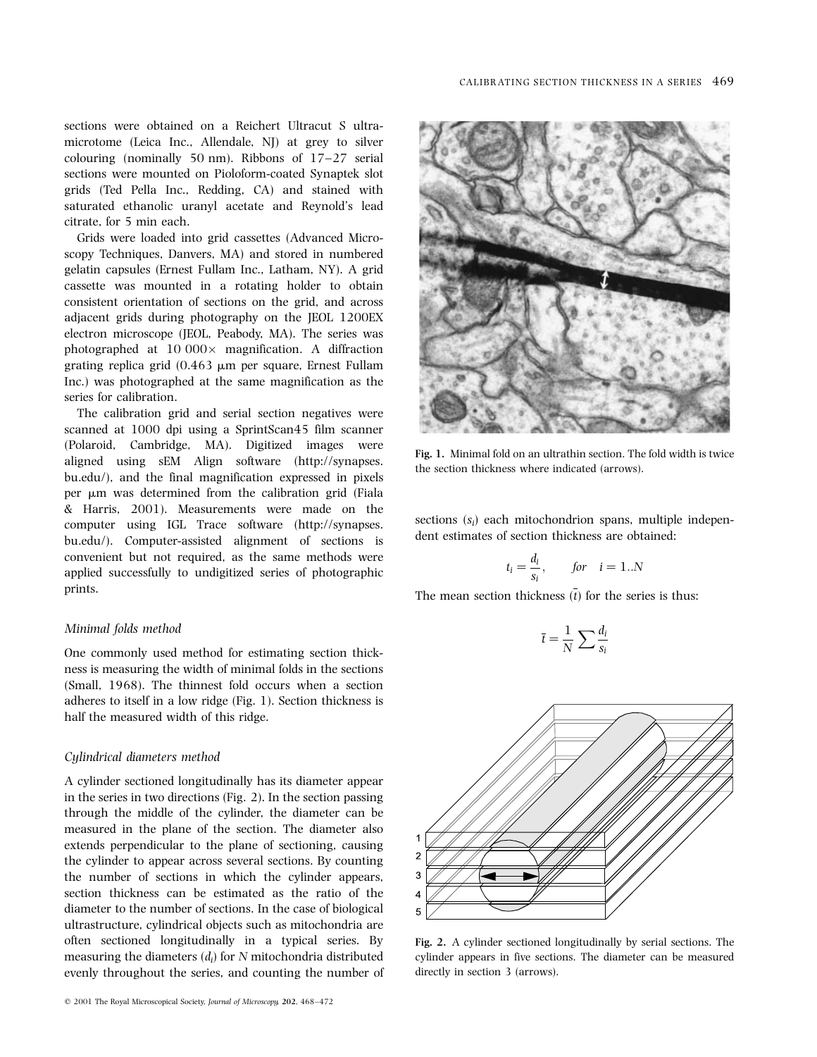sections were obtained on a Reichert Ultracut S ultramicrotome (Leica Inc., Allendale, NJ) at grey to silver colouring (nominally 50 nm). Ribbons of 17–27 serial sections were mounted on Pioloform-coated Synaptek slot grids (Ted Pella Inc., Redding, CA) and stained with saturated ethanolic uranyl acetate and Reynold's lead citrate, for 5 min each.

Grids were loaded into grid cassettes (Advanced Microscopy Techniques, Danvers, MA) and stored in numbered gelatin capsules (Ernest Fullam Inc., Latham, NY). A grid cassette was mounted in a rotating holder to obtain consistent orientation of sections on the grid, and across adjacent grids during photography on the JEOL 1200EX electron microscope (JEOL, Peabody, MA). The series was photographed at 10 000× magnification. A diffraction grating replica grid (0.463 μm per square, Ernest Fullam Inc.) was photographed at the same magnification as the series for calibration.

The calibration grid and serial section negatives were scanned at 1000 dpi using a SprintScan45 film scanner (Polaroid, Cambridge, MA). Digitized images were aligned using sEM Align software (http://synapses.bu.edu/), and the final magnification expressed in pixels per μm was determined from the calibration grid (Fiala & Harris, 2001). Measurements were made on the computer using IGL Trace software (http://synapses.bu.edu/). Computer-assisted alignment of sections is convenient but not required, as the same methods were applied successfully to undigitized series of photographic prints.

### *Minimal folds method*

One commonly used method for estimating section thickness is measuring the width of minimal folds in the sections (Small, 1968). The thinnest fold occurs when a section adheres to itself in a low ridge (Fig. 1). Section thickness is half the measured width of this ridge.

### *Cylindrical diameters method*

A cylinder sectioned longitudinally has its diameter appear in the series in two directions (Fig. 2). In the section passing through the middle of the cylinder, the diameter can be measured in the plane of the section. The diameter also extends perpendicular to the plane of sectioning, causing the cylinder to appear across several sections. By counting the number of sections in which the cylinder appears, section thickness can be estimated as the ratio of the diameter to the number of sections. In the case of biological ultrastructure, cylindrical objects such as mitochondria are often sectioned longitudinally in a typical series. By measuring the diameters ($d_i$) for $N$ mitochondria distributed evenly throughout the series, and counting the number of sections ($s_i$) each mitochondrion spans, multiple independent estimates of section thickness are obtained:

$$t_i = \frac{d_i}{s_i}, \qquad \textit{for} \quad i = 1..N$$

The mean section thickness ($\bar{t}$) for the series is thus:

$$\bar{t} = \frac{1}{N} \sum \frac{d_i}{s_i}$$

**Fig. 1.** Minimal fold on an ultrathin section. The fold width is twice the section thickness where indicated (arrows).

**Fig. 2.** A cylinder sectioned longitudinally by serial sections. The cylinder appears in five sections. The diameter can be measured directly in section 3 (arrows).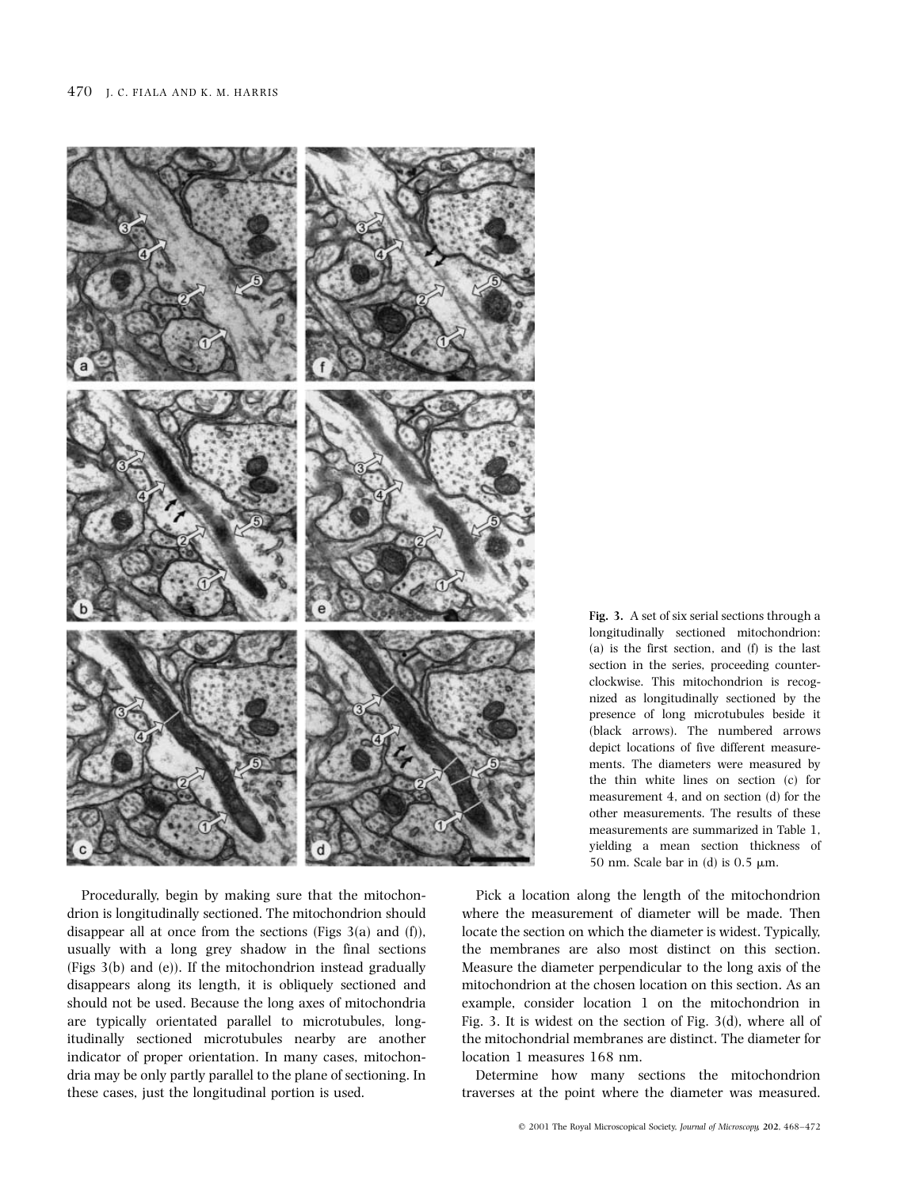Fig. 3. A set of six serial sections through a longitudinally sectioned mitochondrion: (a) is the first section, and (f) is the last section in the series, proceeding counter-clockwise. This mitochondrion is recognized as longitudinally sectioned by the presence of long microtubules beside it (black arrows). The numbered arrows depict locations of five different measurements. The diameters were measured by the thin white lines on section (c) for measurement 4, and on section (d) for the other measurements. The results of these measurements are summarized in Table 1, yielding a mean section thickness of 50 nm. Scale bar in (d) is 0.5 μm.

Procedurally, begin by making sure that the mitochondrion is longitudinally sectioned. The mitochondrion should disappear all at once from the sections (Figs 3(a) and (f)), usually with a long grey shadow in the final sections (Figs 3(b) and (e)). If the mitochondrion instead gradually disappears along its length, it is obliquely sectioned and should not be used. Because the long axes of mitochondria are typically orientated parallel to microtubules, longitudinally sectioned microtubules nearby are another indicator of proper orientation. In many cases, mitochondria may be only partly parallel to the plane of sectioning. In these cases, just the longitudinal portion is used.

Pick a location along the length of the mitochondrion where the measurement of diameter will be made. Then locate the section on which the diameter is widest. Typically, the membranes are also most distinct on this section. Measure the diameter perpendicular to the long axis of the mitochondrion at the chosen location on this section. As an example, consider location 1 on the mitochondrion in Fig. 3. It is widest on the section of Fig. 3(d), where all of the mitochondrial membranes are distinct. The diameter for location 1 measures 168 nm.

Determine how many sections the mitochondrion traverses at the point where the diameter was measured.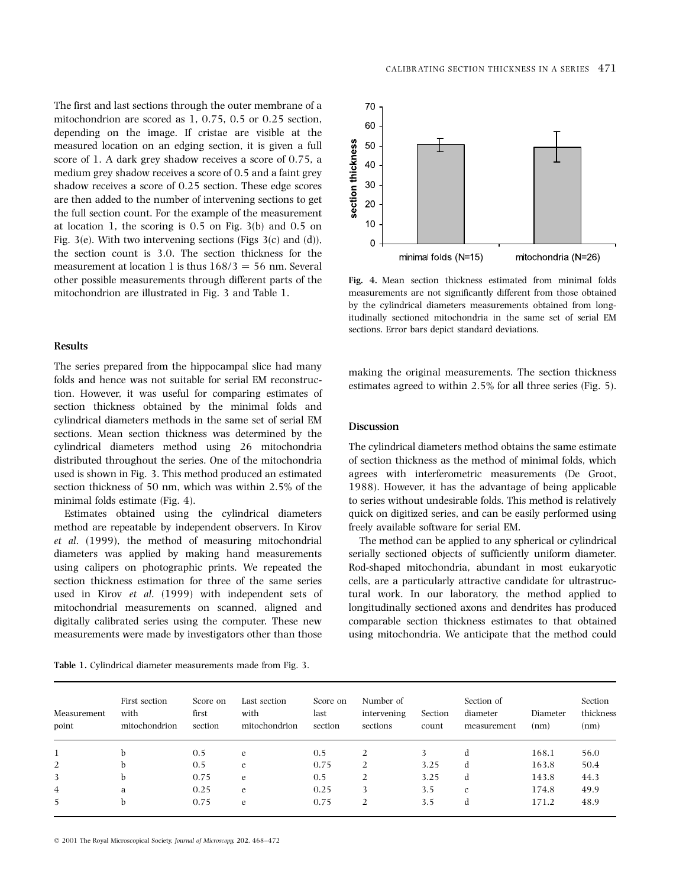The first and last sections through the outer membrane of a mitochondrion are scored as 1, 0.75, 0.5 or 0.25 section, depending on the image. If cristae are visible at the measured location on an edging section, it is given a full score of 1. A dark grey shadow receives a score of 0.75, a medium grey shadow receives a score of 0.5 and a faint grey shadow receives a score of 0.25 section. These edge scores are then added to the number of intervening sections to get the full section count. For the example of the measurement at location 1, the scoring is 0.5 on Fig. 3(b) and 0.5 on Fig. 3(e). With two intervening sections (Figs 3(c) and (d)), the section count is 3.0. The section thickness for the measurement at location 1 is thus $168/3 = 56$ nm. Several other possible measurements through different parts of the mitochondrion are illustrated in Fig. 3 and Table 1.

## Results

The series prepared from the hippocampal slice had many folds and hence was not suitable for serial EM reconstruction. However, it was useful for comparing estimates of section thickness obtained by the minimal folds and cylindrical diameters methods in the same set of serial EM sections. Mean section thickness was determined by the cylindrical diameters method using 26 mitochondria distributed throughout the series. One of the mitochondria used is shown in Fig. 3. This method produced an estimated section thickness of 50 nm, which was within 2.5% of the minimal folds estimate (Fig. 4).

Estimates obtained using the cylindrical diameters method are repeatable by independent observers. In Kirov *et al.* (1999), the method of measuring mitochondrial diameters was applied by making hand measurements using calipers on photographic prints. We repeated the section thickness estimation for three of the same series used in Kirov *et al.* (1999) with independent sets of mitochondrial measurements on scanned, aligned and digitally calibrated series using the computer. These new measurements were made by investigators other than those making the original measurements. The section thickness estimates agreed to within 2.5% for all three series (Fig. 5).

**Fig. 4.** Mean section thickness estimated from minimal folds measurements are not significantly different from those obtained by the cylindrical diameters measurements obtained from longitudinally sectioned mitochondria in the same set of serial EM sections. Error bars depict standard deviations.

## Discussion

The cylindrical diameters method obtains the same estimate of section thickness as the method of minimal folds, which agrees with interferometric measurements (De Groot, 1988). However, it has the advantage of being applicable to series without undesirable folds. This method is relatively quick on digitized series, and can be easily performed using freely available software for serial EM.

The method can be applied to any spherical or cylindrical serially sectioned objects of sufficiently uniform diameter. Rod-shaped mitochondria, abundant in most eukaryotic cells, are a particularly attractive candidate for ultrastructural work. In our laboratory, the method applied to longitudinally sectioned axons and dendrites has produced comparable section thickness estimates to that obtained using mitochondria. We anticipate that the method could

**Table 1.** Cylindrical diameter measurements made from Fig. 3.

| Measurement point | First section with mitochondrion | Score on first section | Last section with mitochondrion | Score on last section | Number of intervening sections | Section count | Section of diameter measurement | Diameter (nm) | Section thickness (nm) |
|---|---|---|---|---|---|---|---|---|---|
| 1 | b | 0.5 | e | 0.5 | 2 | 3 | d | 168.1 | 56.0 |
| 2 | b | 0.5 | e | 0.75 | 2 | 3.25 | d | 163.8 | 50.4 |
| 3 | b | 0.75 | e | 0.5 | 2 | 3.25 | d | 143.8 | 44.3 |
| 4 | a | 0.25 | e | 0.25 | 3 | 3.5 | c | 174.8 | 49.9 |
| 5 | b | 0.75 | e | 0.75 | 2 | 3.5 | d | 171.2 | 48.9 |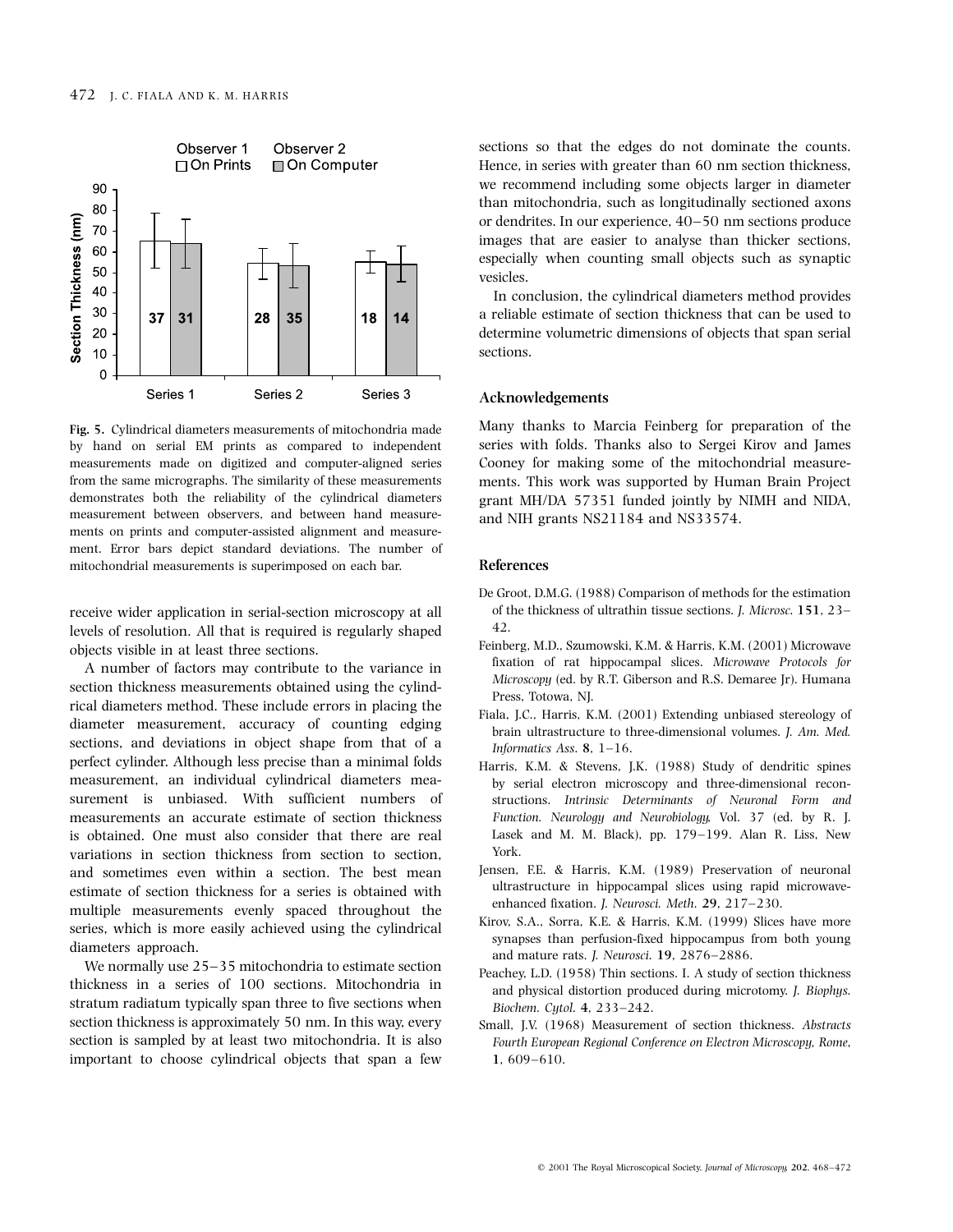Observer 1 □ On Prints

Observer 2 ■ On Computer

Section Thickness (nm)

90
80
70
60
50
40
30
20
10
0

37 31 28 35 18 14

Series 1 Series 2 Series 3

**Fig. 5.** Cylindrical diameters measurements of mitochondria made by hand on serial EM prints as compared to independent measurements made on digitized and computer-aligned series from the same micrographs. The similarity of these measurements demonstrates both the reliability of the cylindrical diameters measurement between observers, and between hand measurements on prints and computer-assisted alignment and measurement. Error bars depict standard deviations. The number of mitochondrial measurements is superimposed on each bar.

receive wider application in serial-section microscopy at all levels of resolution. All that is required is regularly shaped objects visible in at least three sections.

A number of factors may contribute to the variance in section thickness measurements obtained using the cylindrical diameters method. These include errors in placing the diameter measurement, accuracy of counting edging sections, and deviations in object shape from that of a perfect cylinder. Although less precise than a minimal folds measurement, an individual cylindrical diameters measurement is unbiased. With sufficient numbers of measurements an accurate estimate of section thickness is obtained. One must also consider that there are real variations in section thickness from section to section, and sometimes even within a section. The best mean estimate of section thickness for a series is obtained with multiple measurements evenly spaced throughout the series, which is more easily achieved using the cylindrical diameters approach.

We normally use 25–35 mitochondria to estimate section thickness in a series of 100 sections. Mitochondria in stratum radiatum typically span three to five sections when section thickness is approximately 50 nm. In this way, every section is sampled by at least two mitochondria. It is also important to choose cylindrical objects that span a few sections so that the edges do not dominate the counts. Hence, in series with greater than 60 nm section thickness, we recommend including some objects larger in diameter than mitochondria, such as longitudinally sectioned axons or dendrites. In our experience, 40–50 nm sections produce images that are easier to analyse than thicker sections, especially when counting small objects such as synaptic vesicles.

In conclusion, the cylindrical diameters method provides a reliable estimate of section thickness that can be used to determine volumetric dimensions of objects that span serial sections.

## Acknowledgements

Many thanks to Marcia Feinberg for preparation of the series with folds. Thanks also to Sergei Kirov and James Cooney for making some of the mitochondrial measurements. This work was supported by Human Brain Project grant MH/DA 57351 funded jointly by NIMH and NIDA, and NIH grants NS21184 and NS33574.

## References

De Groot, D.M.G. (1988) Comparison of methods for the estimation of the thickness of ultrathin tissue sections. *J. Microsc.* **151**, 23–42.

Feinberg, M.D., Szumowski, K.M. & Harris, K.M. (2001) Microwave fixation of rat hippocampal slices. *Microwave Protocols for Microscopy* (ed. by R.T. Giberson and R.S. Demaree Jr). Humana Press, Totowa, NJ.

Fiala, J.C., Harris, K.M. (2001) Extending unbiased stereology of brain ultrastructure to three-dimensional volumes. *J. Am. Med. Informatics Ass.* **8**, 1–16.

Harris, K.M. & Stevens, J.K. (1988) Study of dendritic spines by serial electron microscopy and three-dimensional reconstructions. *Intrinsic Determinants of Neuronal Form and Function. Neurology and Neurobiology*, Vol. 37 (ed. by R. J. Lasek and M. M. Black), pp. 179–199. Alan R. Liss, New York.

Jensen, F.E. & Harris, K.M. (1989) Preservation of neuronal ultrastructure in hippocampal slices using rapid microwave-enhanced fixation. *J. Neurosci. Meth.* **29**, 217–230.

Kirov, S.A., Sorra, K.E. & Harris, K.M. (1999) Slices have more synapses than perfusion-fixed hippocampus from both young and mature rats. *J. Neurosci.* **19**, 2876–2886.

Peachey, L.D. (1958) Thin sections. I. A study of section thickness and physical distortion produced during microtomy. *J. Biophys. Biochem. Cytol.* **4**, 233–242.

Small, J.V. (1968) Measurement of section thickness. *Abstracts Fourth European Regional Conference on Electron Microscopy, Rome*, **1**, 609–610.